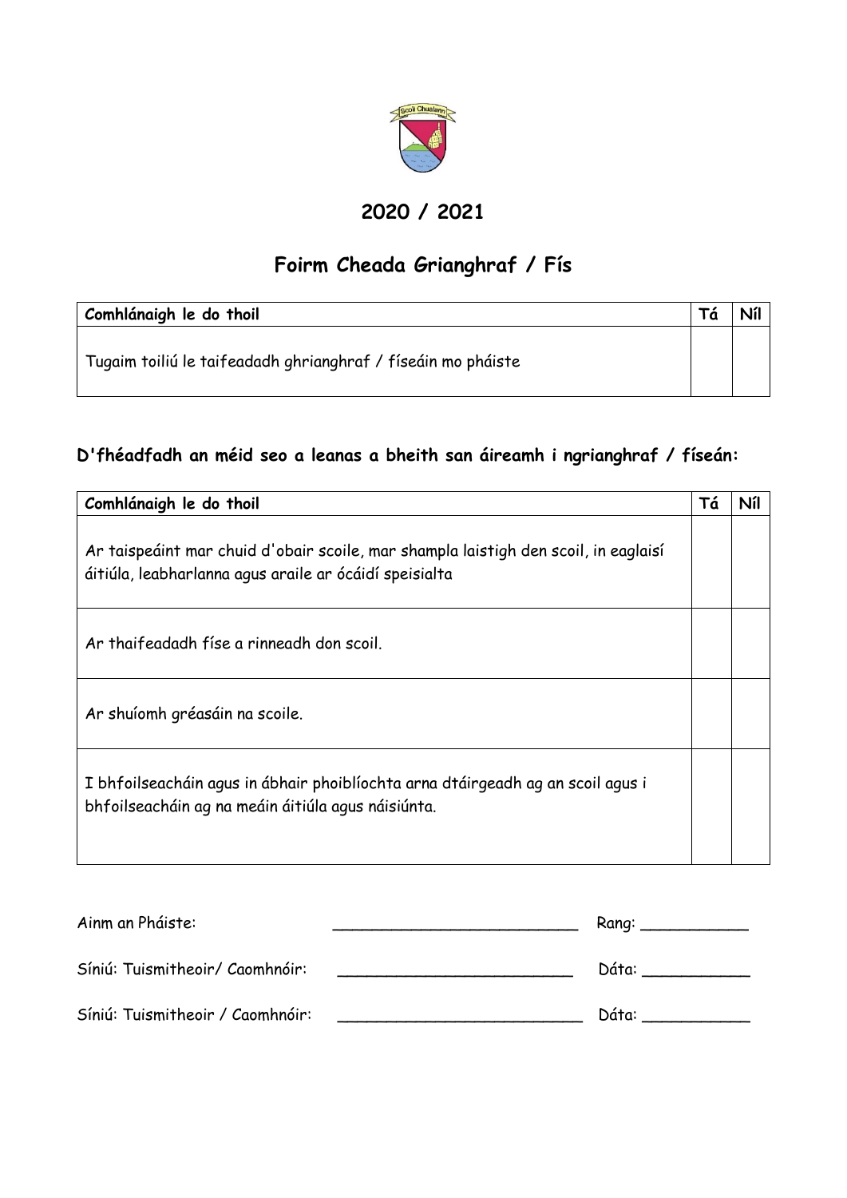## 2020 / 2021

## Foirm Cheada Grianghraf / Fís

| Comhlánaigh le do thoil | Tá | Níl |
|---|---|---|
| Tugaim toiliú le taifeadadh ghrianghraf / físeáin mo pháiste | | |

### D'fhéadfadh an méid seo a leanas a bheith san áireamh i ngrianghraf / físeán:

| Comhlánaigh le do thoil | Tá | Níl |
|---|---|---|
| Ar taispeáint mar chuid d'obair scoile, mar shampla laistigh den scoil, in eaglaisí áitiúla, leabharlanna agus araile ar ócáidí speisialta | | |
| Ar thaifeadadh físe a rinneadh don scoil. | | |
| Ar shuíomh gréasáin na scoile. | | |
| I bhfoilseacháin agus in ábhair phoiblíochta arna dtáirgeadh ag an scoil agus i bhfoilseacháin ag na meáin áitiúla agus náisiúnta. | | |

Ainm an Pháiste: ___________________________ Rang: ___________

Síniú: Tuismitheoir/ Caomhnóir: __________________________ Dáta: ___________

Síniú: Tuismitheoir / Caomhnóir: ___________________________ Dáta: ___________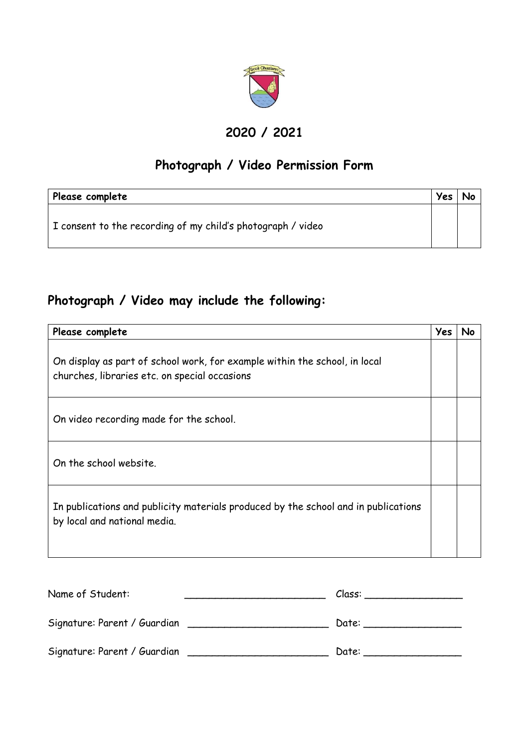## 2020 / 2021

## Photograph / Video Permission Form

| Please complete | Yes | No |
|---|---|---|
| I consent to the recording of my child's photograph / video | | |

## Photograph / Video may include the following:

| Please complete | Yes | No |
|---|---|---|
| On display as part of school work, for example within the school, in local churches, libraries etc. on special occasions | | |
| On video recording made for the school. | | |
| On the school website. | | |
| In publications and publicity materials produced by the school and in publications by local and national media. | | |

Name of Student: ________________________ Class: ________________

Signature: Parent / Guardian ________________________ Date: ________________

Signature: Parent / Guardian ________________________ Date: ________________